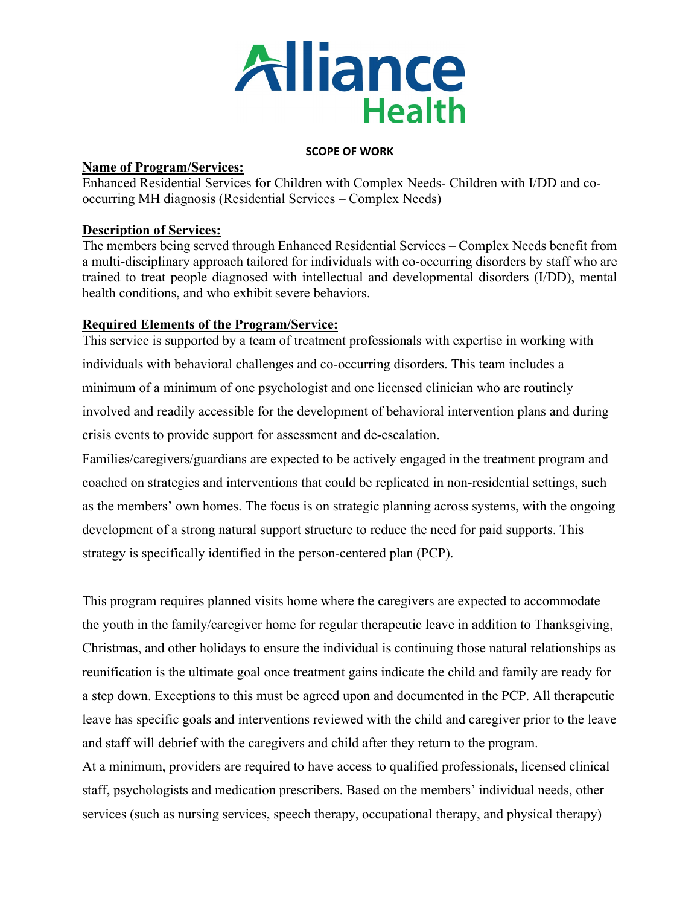Alliance Health

**SCOPE OF WORK**

**Name of Program/Services:**

Enhanced Residential Services for Children with Complex Needs- Children with I/DD and co-occurring MH diagnosis (Residential Services – Complex Needs)

**Description of Services:**

The members being served through Enhanced Residential Services – Complex Needs benefit from a multi-disciplinary approach tailored for individuals with co-occurring disorders by staff who are trained to treat people diagnosed with intellectual and developmental disorders (I/DD), mental health conditions, and who exhibit severe behaviors.

**Required Elements of the Program/Service:**

This service is supported by a team of treatment professionals with expertise in working with individuals with behavioral challenges and co-occurring disorders. This team includes a minimum of a minimum of one psychologist and one licensed clinician who are routinely involved and readily accessible for the development of behavioral intervention plans and during crisis events to provide support for assessment and de-escalation.

Families/caregivers/guardians are expected to be actively engaged in the treatment program and coached on strategies and interventions that could be replicated in non-residential settings, such as the members' own homes. The focus is on strategic planning across systems, with the ongoing development of a strong natural support structure to reduce the need for paid supports. This strategy is specifically identified in the person-centered plan (PCP).

This program requires planned visits home where the caregivers are expected to accommodate the youth in the family/caregiver home for regular therapeutic leave in addition to Thanksgiving, Christmas, and other holidays to ensure the individual is continuing those natural relationships as reunification is the ultimate goal once treatment gains indicate the child and family are ready for a step down. Exceptions to this must be agreed upon and documented in the PCP. All therapeutic leave has specific goals and interventions reviewed with the child and caregiver prior to the leave and staff will debrief with the caregivers and child after they return to the program.

At a minimum, providers are required to have access to qualified professionals, licensed clinical staff, psychologists and medication prescribers. Based on the members' individual needs, other services (such as nursing services, speech therapy, occupational therapy, and physical therapy)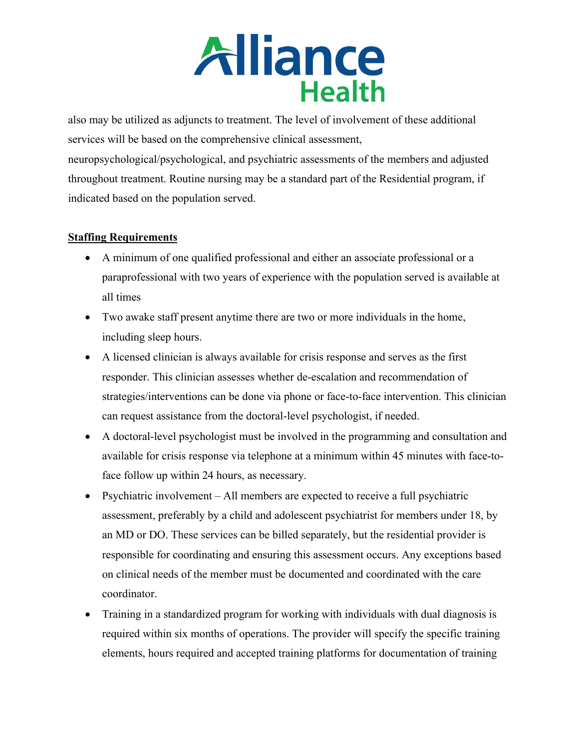also may be utilized as adjuncts to treatment. The level of involvement of these additional services will be based on the comprehensive clinical assessment, neuropsychological/psychological, and psychiatric assessments of the members and adjusted throughout treatment. Routine nursing may be a standard part of the Residential program, if indicated based on the population served.

**Staffing Requirements**

- A minimum of one qualified professional and either an associate professional or a paraprofessional with two years of experience with the population served is available at all times
- Two awake staff present anytime there are two or more individuals in the home, including sleep hours.
- A licensed clinician is always available for crisis response and serves as the first responder. This clinician assesses whether de-escalation and recommendation of strategies/interventions can be done via phone or face-to-face intervention. This clinician can request assistance from the doctoral-level psychologist, if needed.
- A doctoral-level psychologist must be involved in the programming and consultation and available for crisis response via telephone at a minimum within 45 minutes with face-to-face follow up within 24 hours, as necessary.
- Psychiatric involvement – All members are expected to receive a full psychiatric assessment, preferably by a child and adolescent psychiatrist for members under 18, by an MD or DO. These services can be billed separately, but the residential provider is responsible for coordinating and ensuring this assessment occurs. Any exceptions based on clinical needs of the member must be documented and coordinated with the care coordinator.
- Training in a standardized program for working with individuals with dual diagnosis is required within six months of operations. The provider will specify the specific training elements, hours required and accepted training platforms for documentation of training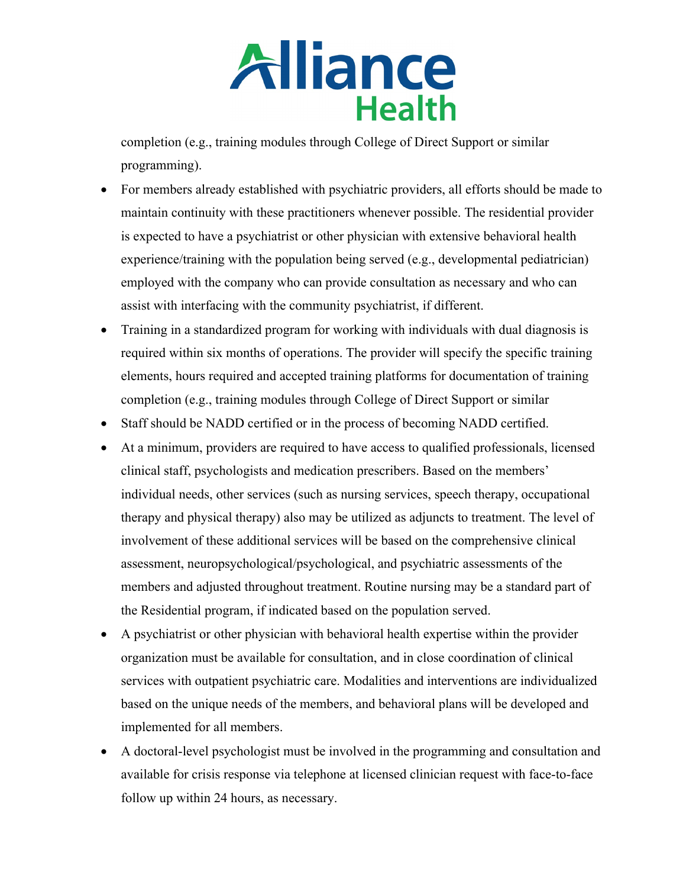completion (e.g., training modules through College of Direct Support or similar programming).

- For members already established with psychiatric providers, all efforts should be made to maintain continuity with these practitioners whenever possible. The residential provider is expected to have a psychiatrist or other physician with extensive behavioral health experience/training with the population being served (e.g., developmental pediatrician) employed with the company who can provide consultation as necessary and who can assist with interfacing with the community psychiatrist, if different.
- Training in a standardized program for working with individuals with dual diagnosis is required within six months of operations. The provider will specify the specific training elements, hours required and accepted training platforms for documentation of training completion (e.g., training modules through College of Direct Support or similar
- Staff should be NADD certified or in the process of becoming NADD certified.
- At a minimum, providers are required to have access to qualified professionals, licensed clinical staff, psychologists and medication prescribers. Based on the members' individual needs, other services (such as nursing services, speech therapy, occupational therapy and physical therapy) also may be utilized as adjuncts to treatment. The level of involvement of these additional services will be based on the comprehensive clinical assessment, neuropsychological/psychological, and psychiatric assessments of the members and adjusted throughout treatment. Routine nursing may be a standard part of the Residential program, if indicated based on the population served.
- A psychiatrist or other physician with behavioral health expertise within the provider organization must be available for consultation, and in close coordination of clinical services with outpatient psychiatric care. Modalities and interventions are individualized based on the unique needs of the members, and behavioral plans will be developed and implemented for all members.
- A doctoral-level psychologist must be involved in the programming and consultation and available for crisis response via telephone at licensed clinician request with face-to-face follow up within 24 hours, as necessary.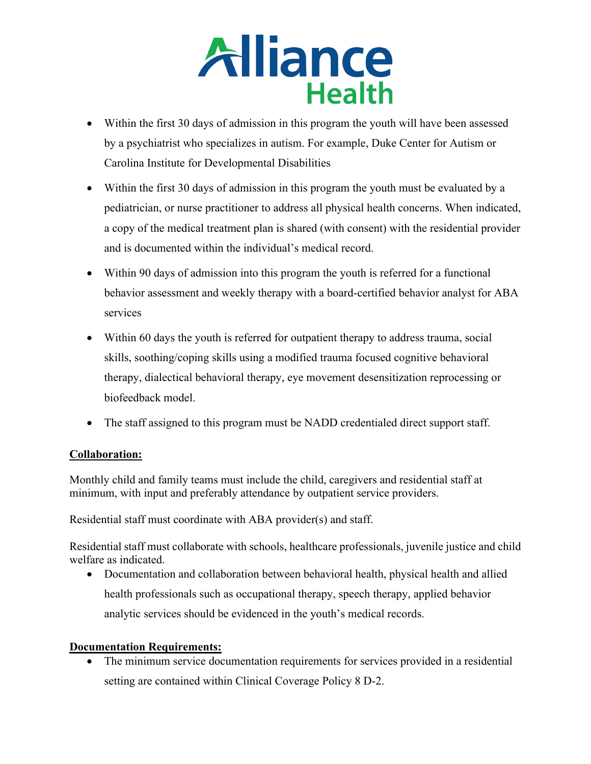- Within the first 30 days of admission in this program the youth will have been assessed by a psychiatrist who specializes in autism. For example, Duke Center for Autism or Carolina Institute for Developmental Disabilities

- Within the first 30 days of admission in this program the youth must be evaluated by a pediatrician, or nurse practitioner to address all physical health concerns. When indicated, a copy of the medical treatment plan is shared (with consent) with the residential provider and is documented within the individual's medical record.

- Within 90 days of admission into this program the youth is referred for a functional behavior assessment and weekly therapy with a board-certified behavior analyst for ABA services

- Within 60 days the youth is referred for outpatient therapy to address trauma, social skills, soothing/coping skills using a modified trauma focused cognitive behavioral therapy, dialectical behavioral therapy, eye movement desensitization reprocessing or biofeedback model.

- The staff assigned to this program must be NADD credentialed direct support staff.

**Collaboration:**

Monthly child and family teams must include the child, caregivers and residential staff at minimum, with input and preferably attendance by outpatient service providers.

Residential staff must coordinate with ABA provider(s) and staff.

Residential staff must collaborate with schools, healthcare professionals, juvenile justice and child welfare as indicated.

- Documentation and collaboration between behavioral health, physical health and allied health professionals such as occupational therapy, speech therapy, applied behavior analytic services should be evidenced in the youth's medical records.

**Documentation Requirements:**

- The minimum service documentation requirements for services provided in a residential setting are contained within Clinical Coverage Policy 8 D-2.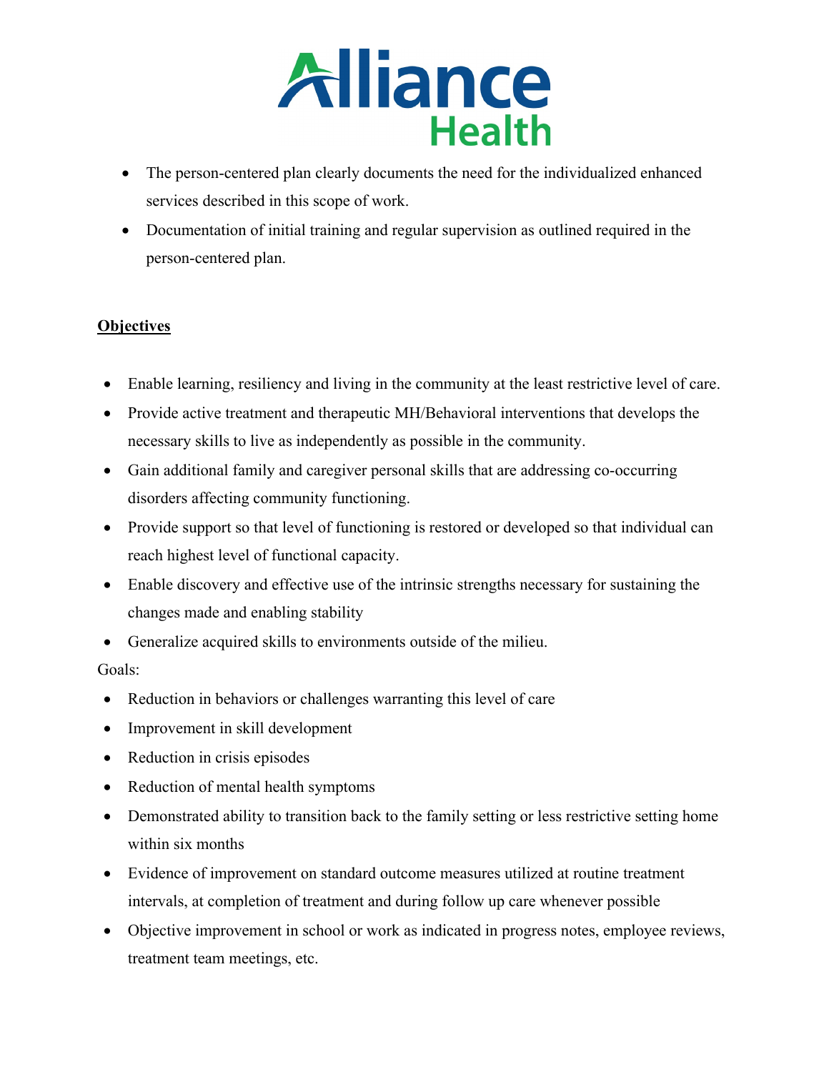- The person-centered plan clearly documents the need for the individualized enhanced services described in this scope of work.
- Documentation of initial training and regular supervision as outlined required in the person-centered plan.

**Objectives**

- Enable learning, resiliency and living in the community at the least restrictive level of care.
- Provide active treatment and therapeutic MH/Behavioral interventions that develops the necessary skills to live as independently as possible in the community.
- Gain additional family and caregiver personal skills that are addressing co-occurring disorders affecting community functioning.
- Provide support so that level of functioning is restored or developed so that individual can reach highest level of functional capacity.
- Enable discovery and effective use of the intrinsic strengths necessary for sustaining the changes made and enabling stability
- Generalize acquired skills to environments outside of the milieu.

Goals:

- Reduction in behaviors or challenges warranting this level of care
- Improvement in skill development
- Reduction in crisis episodes
- Reduction of mental health symptoms
- Demonstrated ability to transition back to the family setting or less restrictive setting home within six months
- Evidence of improvement on standard outcome measures utilized at routine treatment intervals, at completion of treatment and during follow up care whenever possible
- Objective improvement in school or work as indicated in progress notes, employee reviews, treatment team meetings, etc.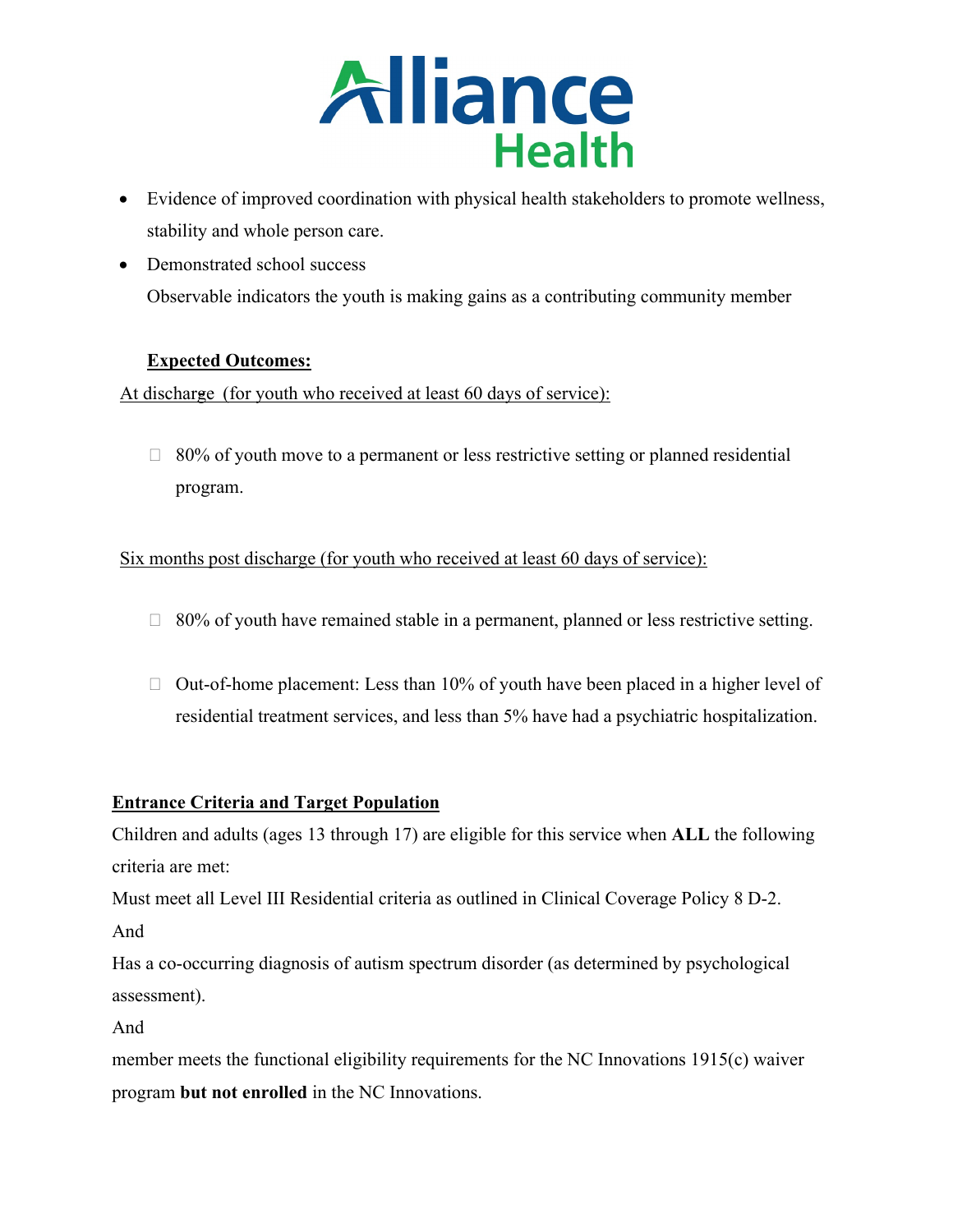- Evidence of improved coordination with physical health stakeholders to promote wellness, stability and whole person care.
- Demonstrated school success
  Observable indicators the youth is making gains as a contributing community member

**Expected Outcomes:**

At discharge (for youth who received at least 60 days of service):

- 80% of youth move to a permanent or less restrictive setting or planned residential program.

Six months post discharge (for youth who received at least 60 days of service):

- 80% of youth have remained stable in a permanent, planned or less restrictive setting.
- Out-of-home placement: Less than 10% of youth have been placed in a higher level of residential treatment services, and less than 5% have had a psychiatric hospitalization.

**Entrance Criteria and Target Population**

Children and adults (ages 13 through 17) are eligible for this service when **ALL** the following criteria are met:

Must meet all Level III Residential criteria as outlined in Clinical Coverage Policy 8 D-2.

And

Has a co-occurring diagnosis of autism spectrum disorder (as determined by psychological assessment).

And

member meets the functional eligibility requirements for the NC Innovations 1915(c) waiver program **but not enrolled** in the NC Innovations.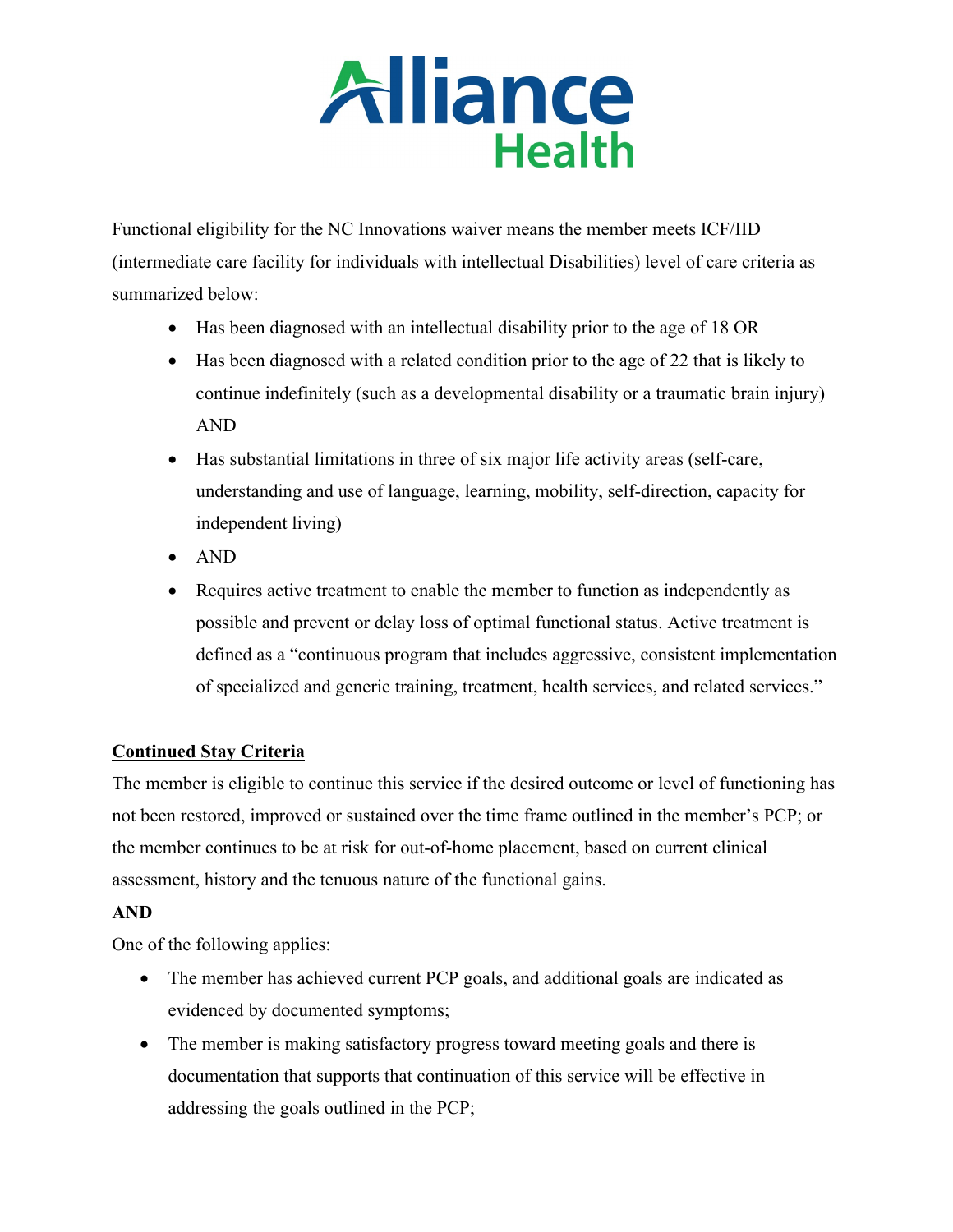Functional eligibility for the NC Innovations waiver means the member meets ICF/IID (intermediate care facility for individuals with intellectual Disabilities) level of care criteria as summarized below:

- Has been diagnosed with an intellectual disability prior to the age of 18 OR
- Has been diagnosed with a related condition prior to the age of 22 that is likely to continue indefinitely (such as a developmental disability or a traumatic brain injury) AND
- Has substantial limitations in three of six major life activity areas (self-care, understanding and use of language, learning, mobility, self-direction, capacity for independent living)
- AND
- Requires active treatment to enable the member to function as independently as possible and prevent or delay loss of optimal functional status. Active treatment is defined as a "continuous program that includes aggressive, consistent implementation of specialized and generic training, treatment, health services, and related services."

**Continued Stay Criteria**

The member is eligible to continue this service if the desired outcome or level of functioning has not been restored, improved or sustained over the time frame outlined in the member's PCP; or the member continues to be at risk for out-of-home placement, based on current clinical assessment, history and the tenuous nature of the functional gains.

**AND**

One of the following applies:

- The member has achieved current PCP goals, and additional goals are indicated as evidenced by documented symptoms;
- The member is making satisfactory progress toward meeting goals and there is documentation that supports that continuation of this service will be effective in addressing the goals outlined in the PCP;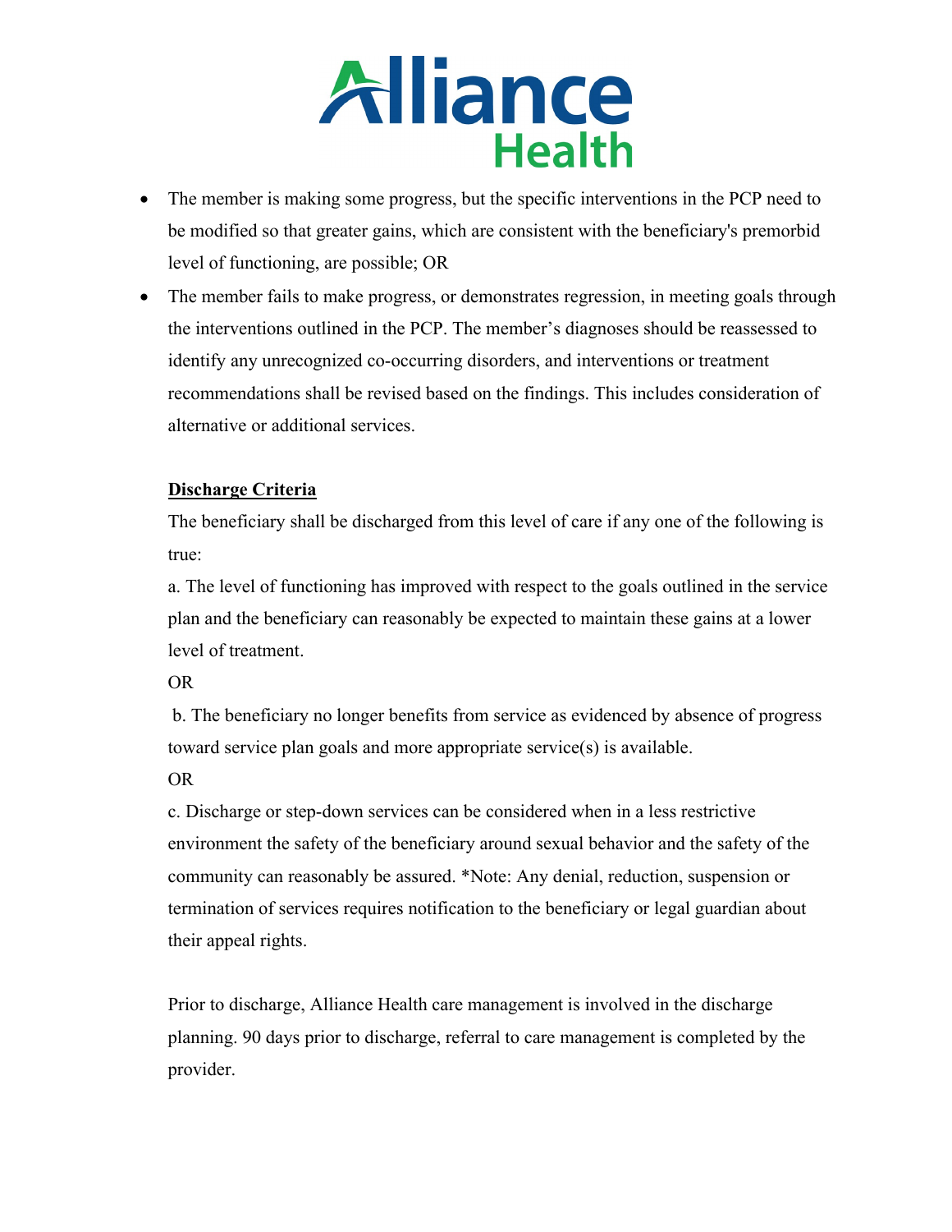- The member is making some progress, but the specific interventions in the PCP need to be modified so that greater gains, which are consistent with the beneficiary's premorbid level of functioning, are possible; OR
- The member fails to make progress, or demonstrates regression, in meeting goals through the interventions outlined in the PCP. The member's diagnoses should be reassessed to identify any unrecognized co-occurring disorders, and interventions or treatment recommendations shall be revised based on the findings. This includes consideration of alternative or additional services.

**Discharge Criteria**

The beneficiary shall be discharged from this level of care if any one of the following is true:

a. The level of functioning has improved with respect to the goals outlined in the service plan and the beneficiary can reasonably be expected to maintain these gains at a lower level of treatment.

OR

b. The beneficiary no longer benefits from service as evidenced by absence of progress toward service plan goals and more appropriate service(s) is available.

OR

c. Discharge or step-down services can be considered when in a less restrictive environment the safety of the beneficiary around sexual behavior and the safety of the community can reasonably be assured. *Note: Any denial, reduction, suspension or termination of services requires notification to the beneficiary or legal guardian about their appeal rights.

Prior to discharge, Alliance Health care management is involved in the discharge planning. 90 days prior to discharge, referral to care management is completed by the provider.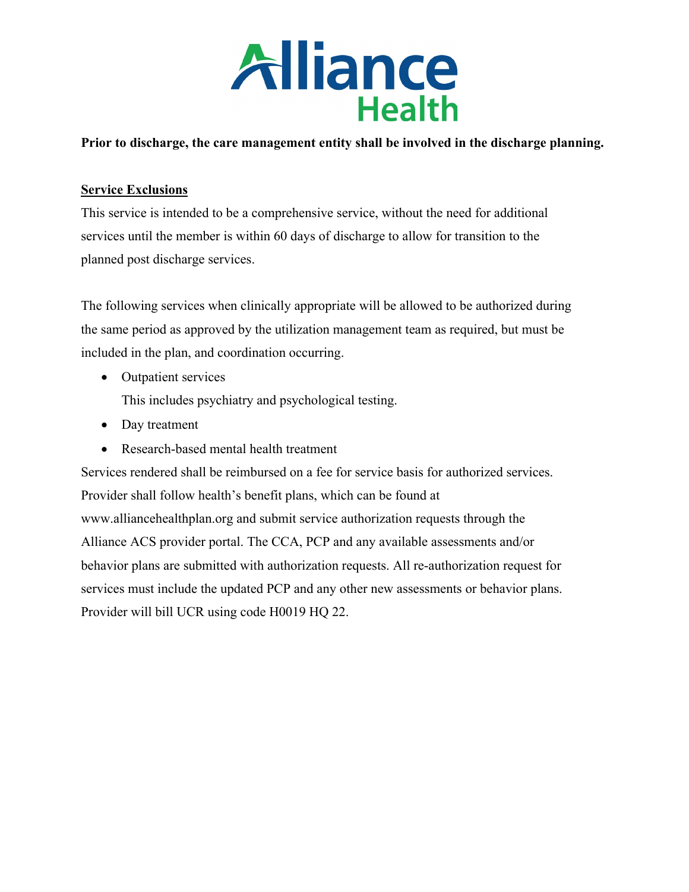**Prior to discharge, the care management entity shall be involved in the discharge planning.**

## Service Exclusions

This service is intended to be a comprehensive service, without the need for additional services until the member is within 60 days of discharge to allow for transition to the planned post discharge services.

The following services when clinically appropriate will be allowed to be authorized during the same period as approved by the utilization management team as required, but must be included in the plan, and coordination occurring.

- Outpatient services
  This includes psychiatry and psychological testing.
- Day treatment
- Research-based mental health treatment

Services rendered shall be reimbursed on a fee for service basis for authorized services. Provider shall follow health's benefit plans, which can be found at www.alliancehealthplan.org and submit service authorization requests through the Alliance ACS provider portal. The CCA, PCP and any available assessments and/or behavior plans are submitted with authorization requests. All re-authorization request for services must include the updated PCP and any other new assessments or behavior plans. Provider will bill UCR using code H0019 HQ 22.